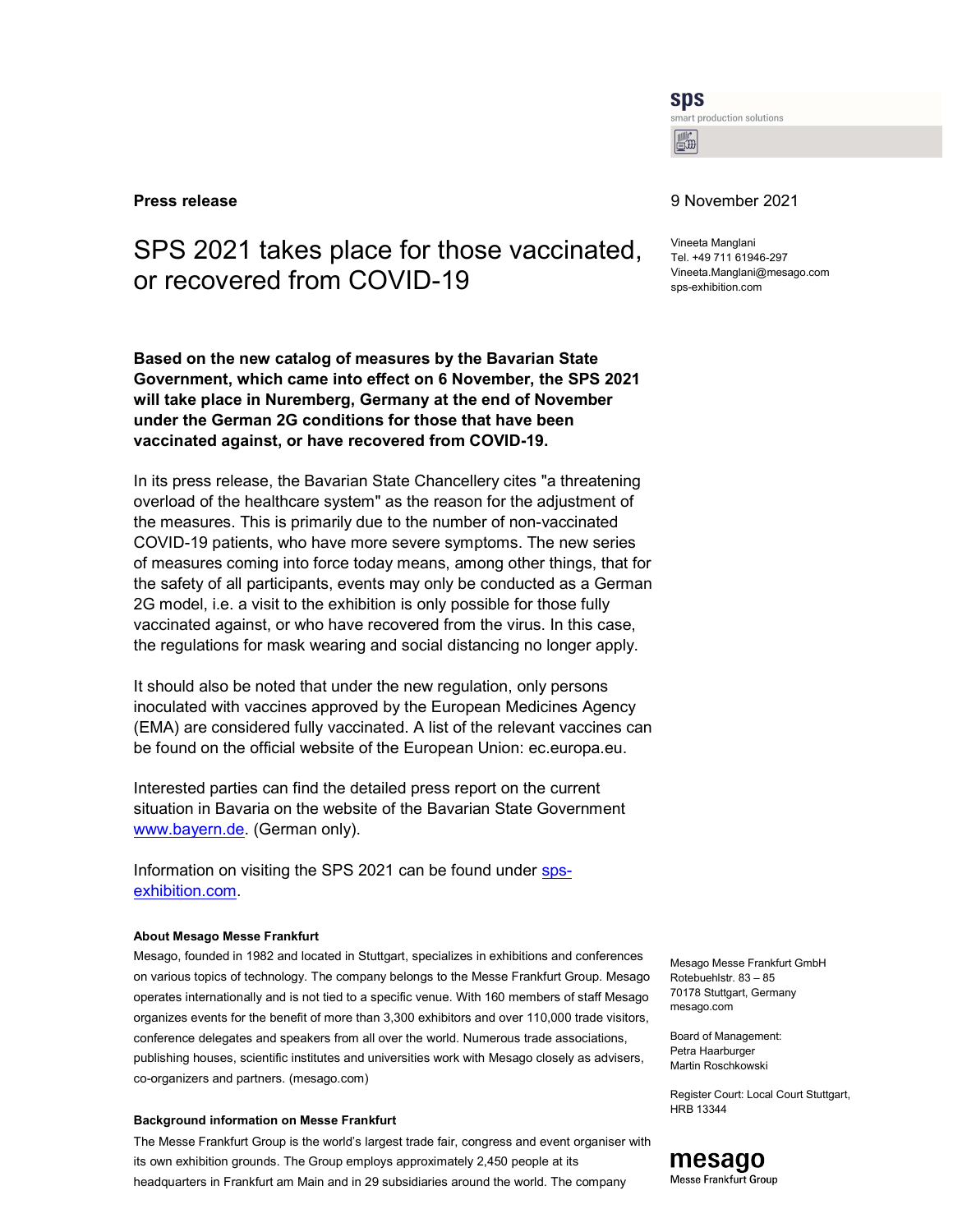sps
smart production solutions

**Press release**

9 November 2021

Vineeta Manglani
Tel. +49 711 61946-297
Vineeta.Manglani@mesago.com
sps-exhibition.com

# SPS 2021 takes place for those vaccinated, or recovered from COVID-19

**Based on the new catalog of measures by the Bavarian State Government, which came into effect on 6 November, the SPS 2021 will take place in Nuremberg, Germany at the end of November under the German 2G conditions for those that have been vaccinated against, or have recovered from COVID-19.**

In its press release, the Bavarian State Chancellery cites "a threatening overload of the healthcare system" as the reason for the adjustment of the measures. This is primarily due to the number of non-vaccinated COVID-19 patients, who have more severe symptoms. The new series of measures coming into force today means, among other things, that for the safety of all participants, events may only be conducted as a German 2G model, i.e. a visit to the exhibition is only possible for those fully vaccinated against, or who have recovered from the virus. In this case, the regulations for mask wearing and social distancing no longer apply.

It should also be noted that under the new regulation, only persons inoculated with vaccines approved by the European Medicines Agency (EMA) are considered fully vaccinated. A list of the relevant vaccines can be found on the official website of the European Union: ec.europa.eu.

Interested parties can find the detailed press report on the current situation in Bavaria on the website of the Bavarian State Government www.bayern.de. (German only).

Information on visiting the SPS 2021 can be found under sps-exhibition.com.

**About Mesago Messe Frankfurt**

Mesago, founded in 1982 and located in Stuttgart, specializes in exhibitions and conferences on various topics of technology. The company belongs to the Messe Frankfurt Group. Mesago operates internationally and is not tied to a specific venue. With 160 members of staff Mesago organizes events for the benefit of more than 3,300 exhibitors and over 110,000 trade visitors, conference delegates and speakers from all over the world. Numerous trade associations, publishing houses, scientific institutes and universities work with Mesago closely as advisers, co-organizers and partners. (mesago.com)

**Background information on Messe Frankfurt**

The Messe Frankfurt Group is the world's largest trade fair, congress and event organiser with its own exhibition grounds. The Group employs approximately 2,450 people at its headquarters in Frankfurt am Main and in 29 subsidiaries around the world. The company

Mesago Messe Frankfurt GmbH
Rotebuehlstr. 83 – 85
70178 Stuttgart, Germany
mesago.com

Board of Management:
Petra Haarburger
Martin Roschkowski

Register Court: Local Court Stuttgart, HRB 13344

mesago
Messe Frankfurt Group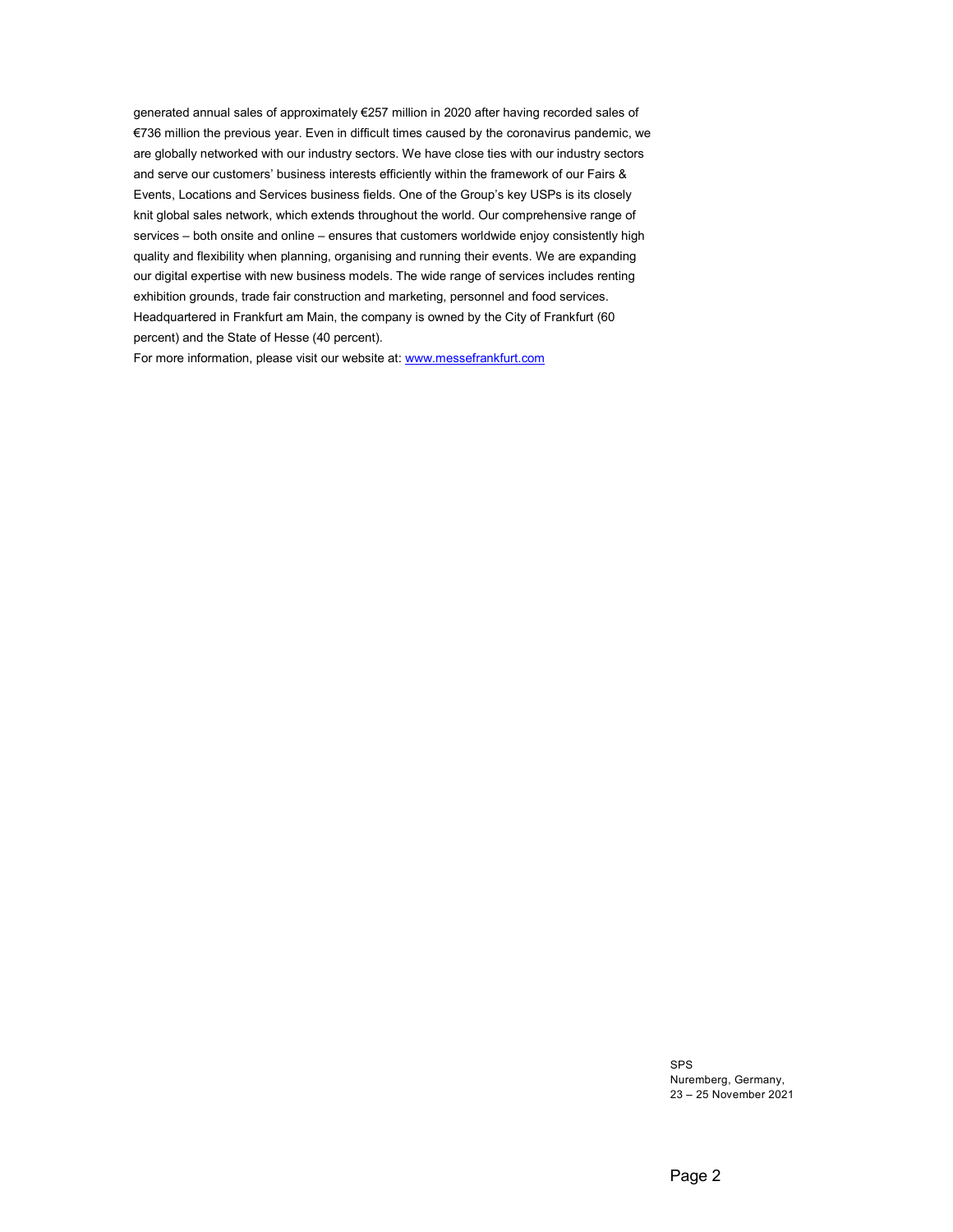generated annual sales of approximately €257 million in 2020 after having recorded sales of €736 million the previous year. Even in difficult times caused by the coronavirus pandemic, we are globally networked with our industry sectors. We have close ties with our industry sectors and serve our customers' business interests efficiently within the framework of our Fairs & Events, Locations and Services business fields. One of the Group's key USPs is its closely knit global sales network, which extends throughout the world. Our comprehensive range of services – both onsite and online – ensures that customers worldwide enjoy consistently high quality and flexibility when planning, organising and running their events. We are expanding our digital expertise with new business models. The wide range of services includes renting exhibition grounds, trade fair construction and marketing, personnel and food services. Headquartered in Frankfurt am Main, the company is owned by the City of Frankfurt (60 percent) and the State of Hesse (40 percent).

For more information, please visit our website at: [www.messefrankfurt.com](www.messefrankfurt.com)